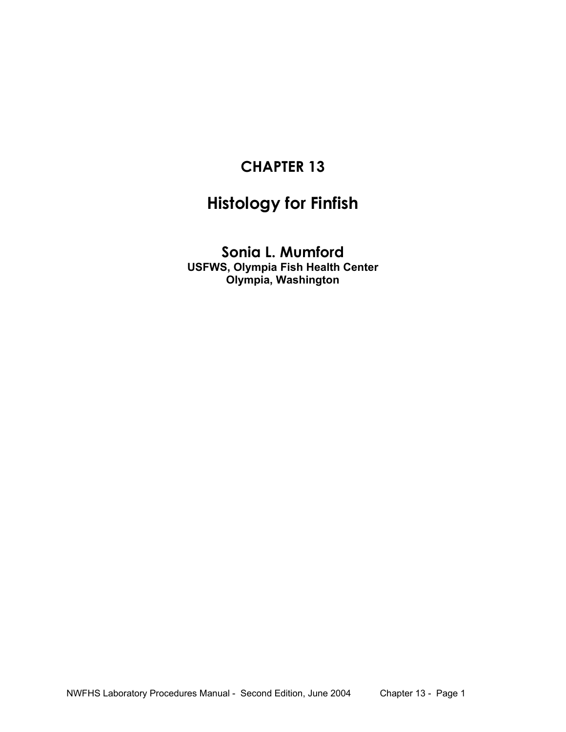# CHAPTER 13

# Histology for Finfish

## Sonia L. Mumford

**USFWS, Olympia Fish Health Center**
**Olympia, Washington**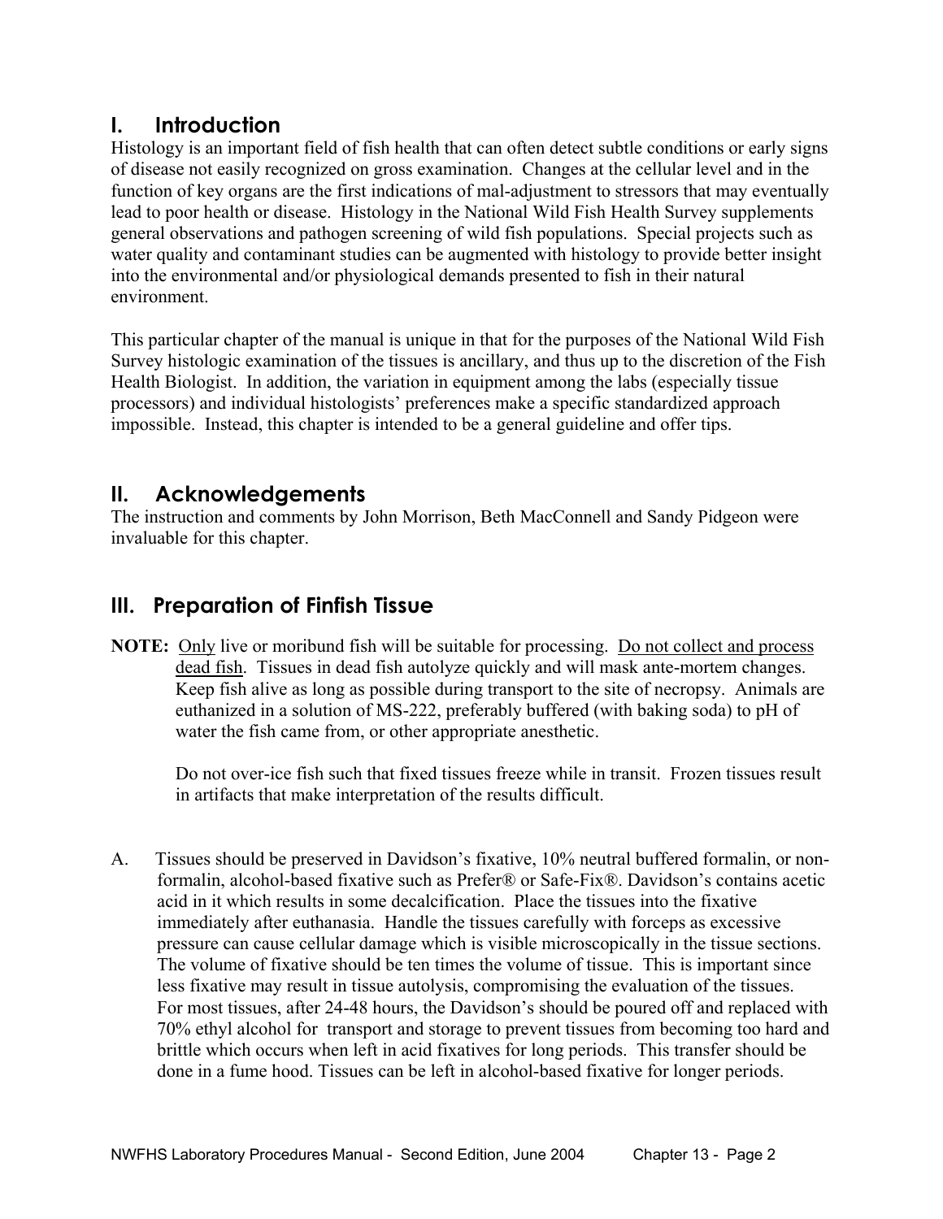## I. Introduction

Histology is an important field of fish health that can often detect subtle conditions or early signs of disease not easily recognized on gross examination. Changes at the cellular level and in the function of key organs are the first indications of mal-adjustment to stressors that may eventually lead to poor health or disease. Histology in the National Wild Fish Health Survey supplements general observations and pathogen screening of wild fish populations. Special projects such as water quality and contaminant studies can be augmented with histology to provide better insight into the environmental and/or physiological demands presented to fish in their natural environment.

This particular chapter of the manual is unique in that for the purposes of the National Wild Fish Survey histologic examination of the tissues is ancillary, and thus up to the discretion of the Fish Health Biologist. In addition, the variation in equipment among the labs (especially tissue processors) and individual histologists' preferences make a specific standardized approach impossible. Instead, this chapter is intended to be a general guideline and offer tips.

## II. Acknowledgements

The instruction and comments by John Morrison, Beth MacConnell and Sandy Pidgeon were invaluable for this chapter.

## III. Preparation of Finfish Tissue

**NOTE:** Only live or moribund fish will be suitable for processing. Do not collect and process dead fish. Tissues in dead fish autolyze quickly and will mask ante-mortem changes. Keep fish alive as long as possible during transport to the site of necropsy. Animals are euthanized in a solution of MS-222, preferably buffered (with baking soda) to pH of water the fish came from, or other appropriate anesthetic.

Do not over-ice fish such that fixed tissues freeze while in transit. Frozen tissues result in artifacts that make interpretation of the results difficult.

A. Tissues should be preserved in Davidson's fixative, 10% neutral buffered formalin, or non-formalin, alcohol-based fixative such as Prefer® or Safe-Fix®. Davidson's contains acetic acid in it which results in some decalcification. Place the tissues into the fixative immediately after euthanasia. Handle the tissues carefully with forceps as excessive pressure can cause cellular damage which is visible microscopically in the tissue sections. The volume of fixative should be ten times the volume of tissue. This is important since less fixative may result in tissue autolysis, compromising the evaluation of the tissues. For most tissues, after 24-48 hours, the Davidson's should be poured off and replaced with 70% ethyl alcohol for transport and storage to prevent tissues from becoming too hard and brittle which occurs when left in acid fixatives for long periods. This transfer should be done in a fume hood. Tissues can be left in alcohol-based fixative for longer periods.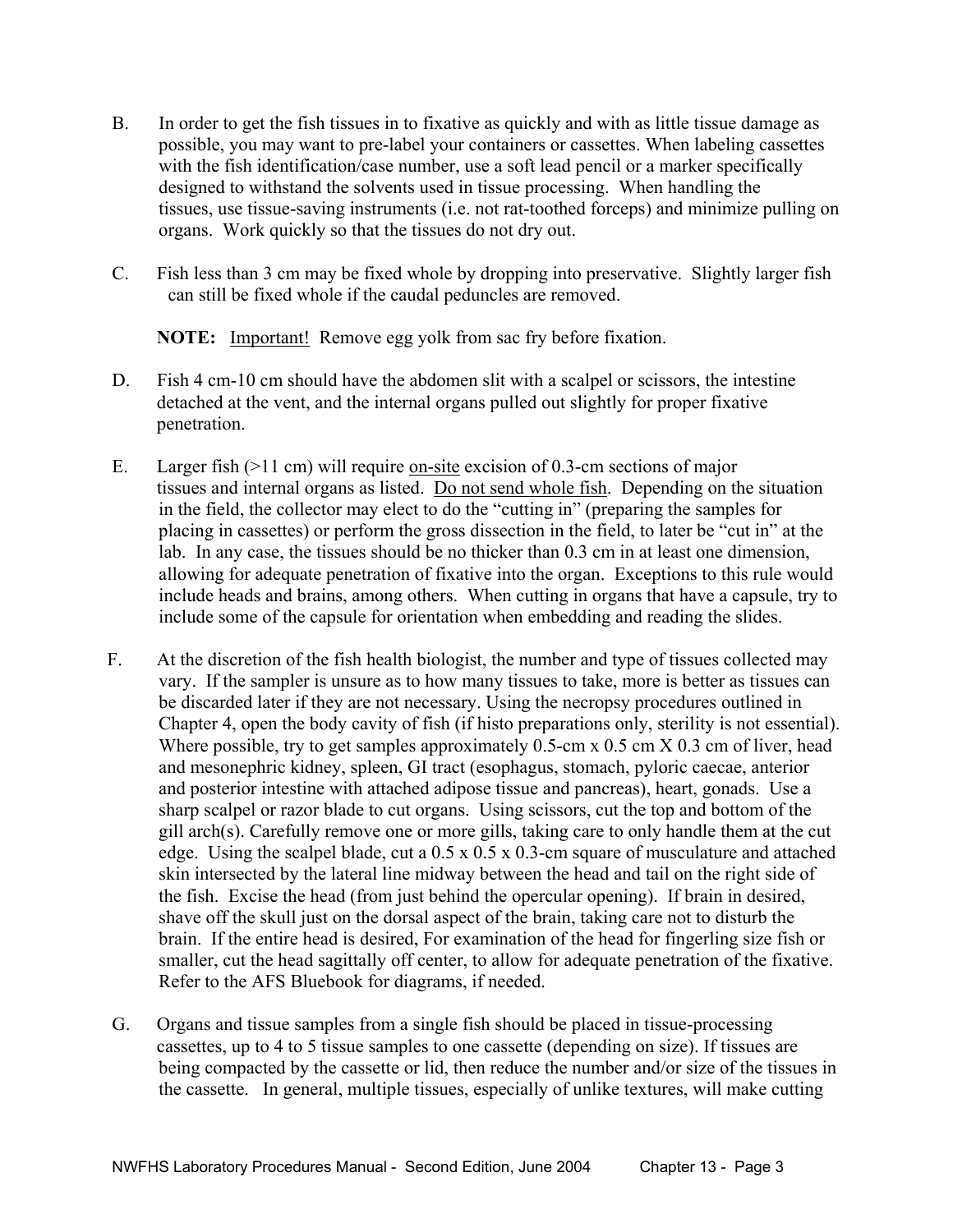B. In order to get the fish tissues in to fixative as quickly and with as little tissue damage as possible, you may want to pre-label your containers or cassettes. When labeling cassettes with the fish identification/case number, use a soft lead pencil or a marker specifically designed to withstand the solvents used in tissue processing. When handling the tissues, use tissue-saving instruments (i.e. not rat-toothed forceps) and minimize pulling on organs. Work quickly so that the tissues do not dry out.

C. Fish less than 3 cm may be fixed whole by dropping into preservative. Slightly larger fish can still be fixed whole if the caudal peduncles are removed.

**NOTE:** Important! Remove egg yolk from sac fry before fixation.

D. Fish 4 cm-10 cm should have the abdomen slit with a scalpel or scissors, the intestine detached at the vent, and the internal organs pulled out slightly for proper fixative penetration.

E. Larger fish (>11 cm) will require on-site excision of 0.3-cm sections of major tissues and internal organs as listed. Do not send whole fish. Depending on the situation in the field, the collector may elect to do the "cutting in" (preparing the samples for placing in cassettes) or perform the gross dissection in the field, to later be "cut in" at the lab. In any case, the tissues should be no thicker than 0.3 cm in at least one dimension, allowing for adequate penetration of fixative into the organ. Exceptions to this rule would include heads and brains, among others. When cutting in organs that have a capsule, try to include some of the capsule for orientation when embedding and reading the slides.

F. At the discretion of the fish health biologist, the number and type of tissues collected may vary. If the sampler is unsure as to how many tissues to take, more is better as tissues can be discarded later if they are not necessary. Using the necropsy procedures outlined in Chapter 4, open the body cavity of fish (if histo preparations only, sterility is not essential). Where possible, try to get samples approximately 0.5-cm x 0.5 cm X 0.3 cm of liver, head and mesonephric kidney, spleen, GI tract (esophagus, stomach, pyloric caecae, anterior and posterior intestine with attached adipose tissue and pancreas), heart, gonads. Use a sharp scalpel or razor blade to cut organs. Using scissors, cut the top and bottom of the gill arch(s). Carefully remove one or more gills, taking care to only handle them at the cut edge. Using the scalpel blade, cut a 0.5 x 0.5 x 0.3-cm square of musculature and attached skin intersected by the lateral line midway between the head and tail on the right side of the fish. Excise the head (from just behind the opercular opening). If brain in desired, shave off the skull just on the dorsal aspect of the brain, taking care not to disturb the brain. If the entire head is desired, For examination of the head for fingerling size fish or smaller, cut the head sagittally off center, to allow for adequate penetration of the fixative. Refer to the AFS Bluebook for diagrams, if needed.

G. Organs and tissue samples from a single fish should be placed in tissue-processing cassettes, up to 4 to 5 tissue samples to one cassette (depending on size). If tissues are being compacted by the cassette or lid, then reduce the number and/or size of the tissues in the cassette. In general, multiple tissues, especially of unlike textures, will make cutting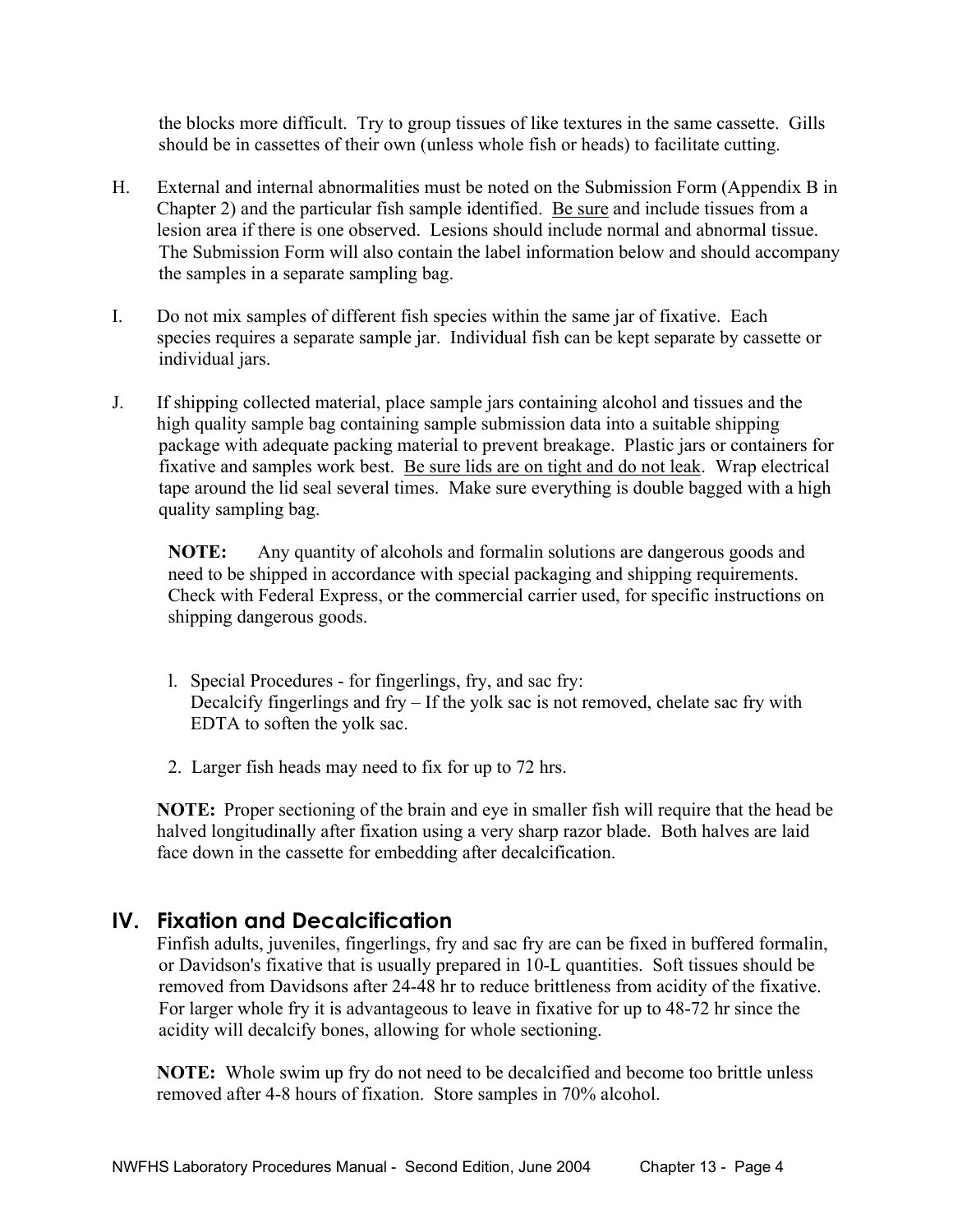the blocks more difficult. Try to group tissues of like textures in the same cassette. Gills should be in cassettes of their own (unless whole fish or heads) to facilitate cutting.

H. External and internal abnormalities must be noted on the Submission Form (Appendix B in Chapter 2) and the particular fish sample identified. Be sure and include tissues from a lesion area if there is one observed. Lesions should include normal and abnormal tissue. The Submission Form will also contain the label information below and should accompany the samples in a separate sampling bag.

I. Do not mix samples of different fish species within the same jar of fixative. Each species requires a separate sample jar. Individual fish can be kept separate by cassette or individual jars.

J. If shipping collected material, place sample jars containing alcohol and tissues and the high quality sample bag containing sample submission data into a suitable shipping package with adequate packing material to prevent breakage. Plastic jars or containers for fixative and samples work best. Be sure lids are on tight and do not leak. Wrap electrical tape around the lid seal several times. Make sure everything is double bagged with a high quality sampling bag.

**NOTE:** Any quantity of alcohols and formalin solutions are dangerous goods and need to be shipped in accordance with special packaging and shipping requirements. Check with Federal Express, or the commercial carrier used, for specific instructions on shipping dangerous goods.

l. Special Procedures - for fingerlings, fry, and sac fry:
   Decalcify fingerlings and fry – If the yolk sac is not removed, chelate sac fry with EDTA to soften the yolk sac.

2. Larger fish heads may need to fix for up to 72 hrs.

**NOTE:** Proper sectioning of the brain and eye in smaller fish will require that the head be halved longitudinally after fixation using a very sharp razor blade. Both halves are laid face down in the cassette for embedding after decalcification.

## IV. Fixation and Decalcification

Finfish adults, juveniles, fingerlings, fry and sac fry are can be fixed in buffered formalin, or Davidson's fixative that is usually prepared in 10-L quantities. Soft tissues should be removed from Davidsons after 24-48 hr to reduce brittleness from acidity of the fixative. For larger whole fry it is advantageous to leave in fixative for up to 48-72 hr since the acidity will decalcify bones, allowing for whole sectioning.

**NOTE:** Whole swim up fry do not need to be decalcified and become too brittle unless removed after 4-8 hours of fixation. Store samples in 70% alcohol.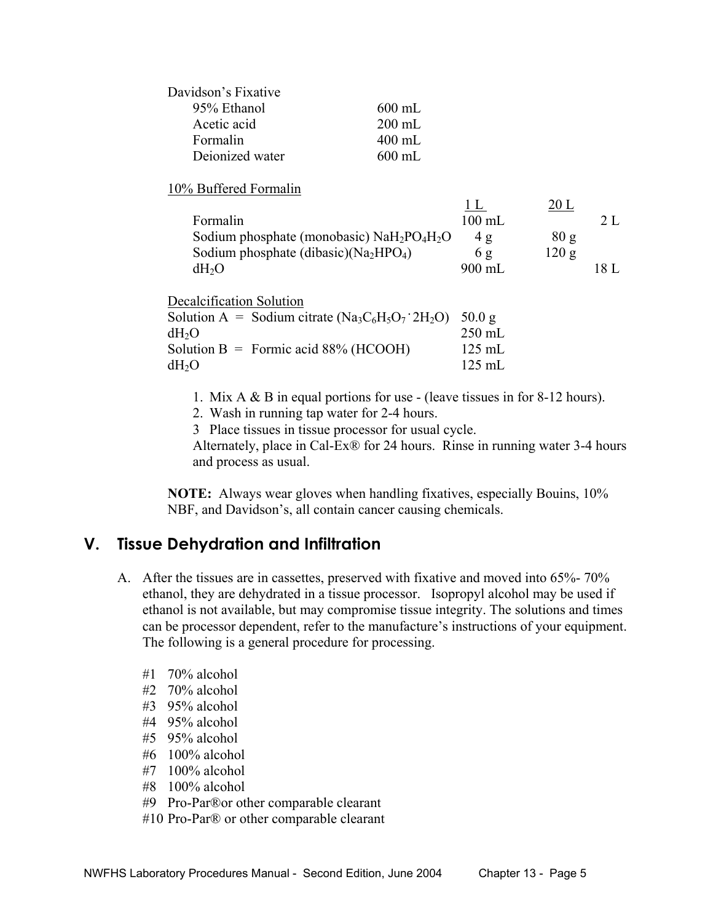Davidson's Fixative

| | |
|---|---|
| 95% Ethanol | 600 mL |
| Acetic acid | 200 mL |
| Formalin | 400 mL |
| Deionized water | 600 mL |

10% Buffered Formalin

| | 1 L | 20 L | |
|---|---|---|---|
| Formalin | 100 mL | | 2 L |
| Sodium phosphate (monobasic) $NaH_2PO_4H_2O$ | 4 g | 80 g | |
| Sodium phosphate (dibasic)($Na_2HPO_4$) | 6 g | 120 g | |
| $dH_2O$ | 900 mL | | 18 L |

Decalcification Solution

| | |
|---|---|
| Solution A = Sodium citrate ($Na_3C_6H_5O_7 \cdot 2H_2O$) | 50.0 g |
| $dH_2O$ | 250 mL |
| Solution B = Formic acid 88% (HCOOH) | 125 mL |
| $dH_2O$ | 125 mL |

1. Mix A & B in equal portions for use - (leave tissues in for 8-12 hours).
2. Wash in running tap water for 2-4 hours.
3. Place tissues in tissue processor for usual cycle.

Alternately, place in Cal-Ex® for 24 hours. Rinse in running water 3-4 hours and process as usual.

**NOTE:** Always wear gloves when handling fixatives, especially Bouins, 10% NBF, and Davidson's, all contain cancer causing chemicals.

## V. Tissue Dehydration and Infiltration

A. After the tissues are in cassettes, preserved with fixative and moved into 65%- 70% ethanol, they are dehydrated in a tissue processor. Isopropyl alcohol may be used if ethanol is not available, but may compromise tissue integrity. The solutions and times can be processor dependent, refer to the manufacture's instructions of your equipment. The following is a general procedure for processing.

#1 70% alcohol
#2 70% alcohol
#3 95% alcohol
#4 95% alcohol
#5 95% alcohol
#6 100% alcohol
#7 100% alcohol
#8 100% alcohol
#9 Pro-Par®or other comparable clearant
#10 Pro-Par® or other comparable clearant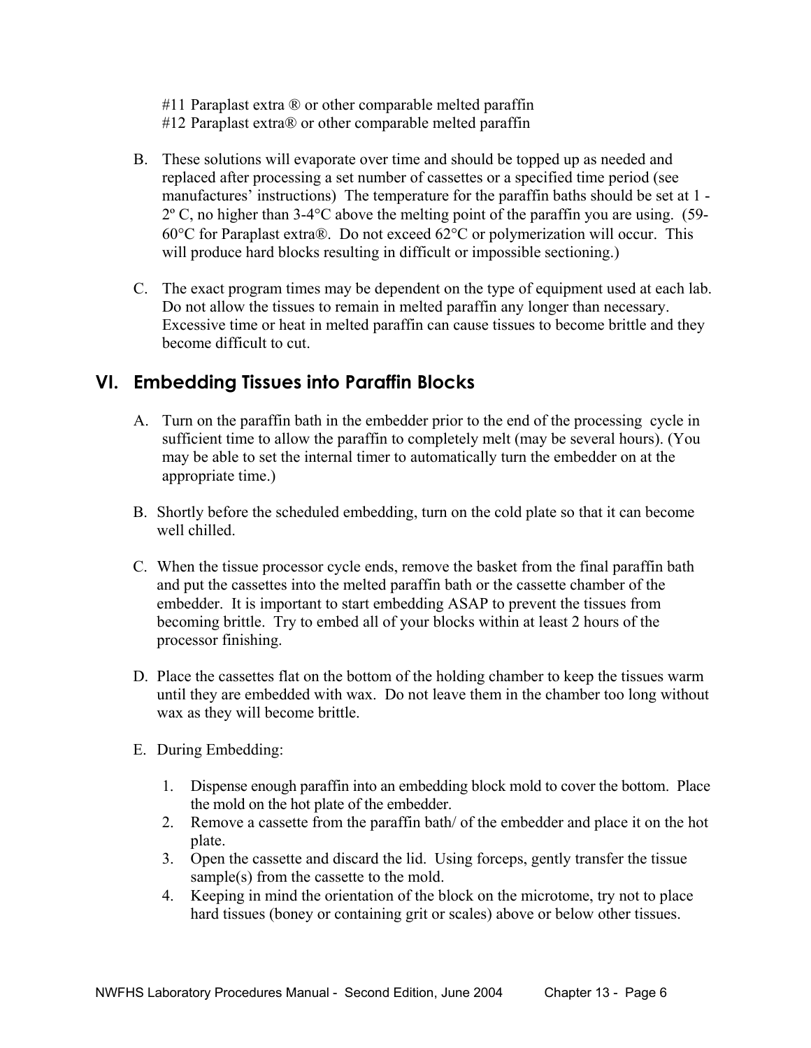#11 Paraplast extra ® or other comparable melted paraffin
#12 Paraplast extra® or other comparable melted paraffin

B. These solutions will evaporate over time and should be topped up as needed and replaced after processing a set number of cassettes or a specified time period (see manufactures' instructions) The temperature for the paraffin baths should be set at 1 - 2º C, no higher than 3-4°C above the melting point of the paraffin you are using. (59-60°C for Paraplast extra®. Do not exceed 62°C or polymerization will occur. This will produce hard blocks resulting in difficult or impossible sectioning.)

C. The exact program times may be dependent on the type of equipment used at each lab. Do not allow the tissues to remain in melted paraffin any longer than necessary. Excessive time or heat in melted paraffin can cause tissues to become brittle and they become difficult to cut.

## VI. Embedding Tissues into Paraffin Blocks

A. Turn on the paraffin bath in the embedder prior to the end of the processing cycle in sufficient time to allow the paraffin to completely melt (may be several hours). (You may be able to set the internal timer to automatically turn the embedder on at the appropriate time.)

B. Shortly before the scheduled embedding, turn on the cold plate so that it can become well chilled.

C. When the tissue processor cycle ends, remove the basket from the final paraffin bath and put the cassettes into the melted paraffin bath or the cassette chamber of the embedder. It is important to start embedding ASAP to prevent the tissues from becoming brittle. Try to embed all of your blocks within at least 2 hours of the processor finishing.

D. Place the cassettes flat on the bottom of the holding chamber to keep the tissues warm until they are embedded with wax. Do not leave them in the chamber too long without wax as they will become brittle.

E. During Embedding:

1. Dispense enough paraffin into an embedding block mold to cover the bottom. Place the mold on the hot plate of the embedder.
2. Remove a cassette from the paraffin bath/ of the embedder and place it on the hot plate.
3. Open the cassette and discard the lid. Using forceps, gently transfer the tissue sample(s) from the cassette to the mold.
4. Keeping in mind the orientation of the block on the microtome, try not to place hard tissues (boney or containing grit or scales) above or below other tissues.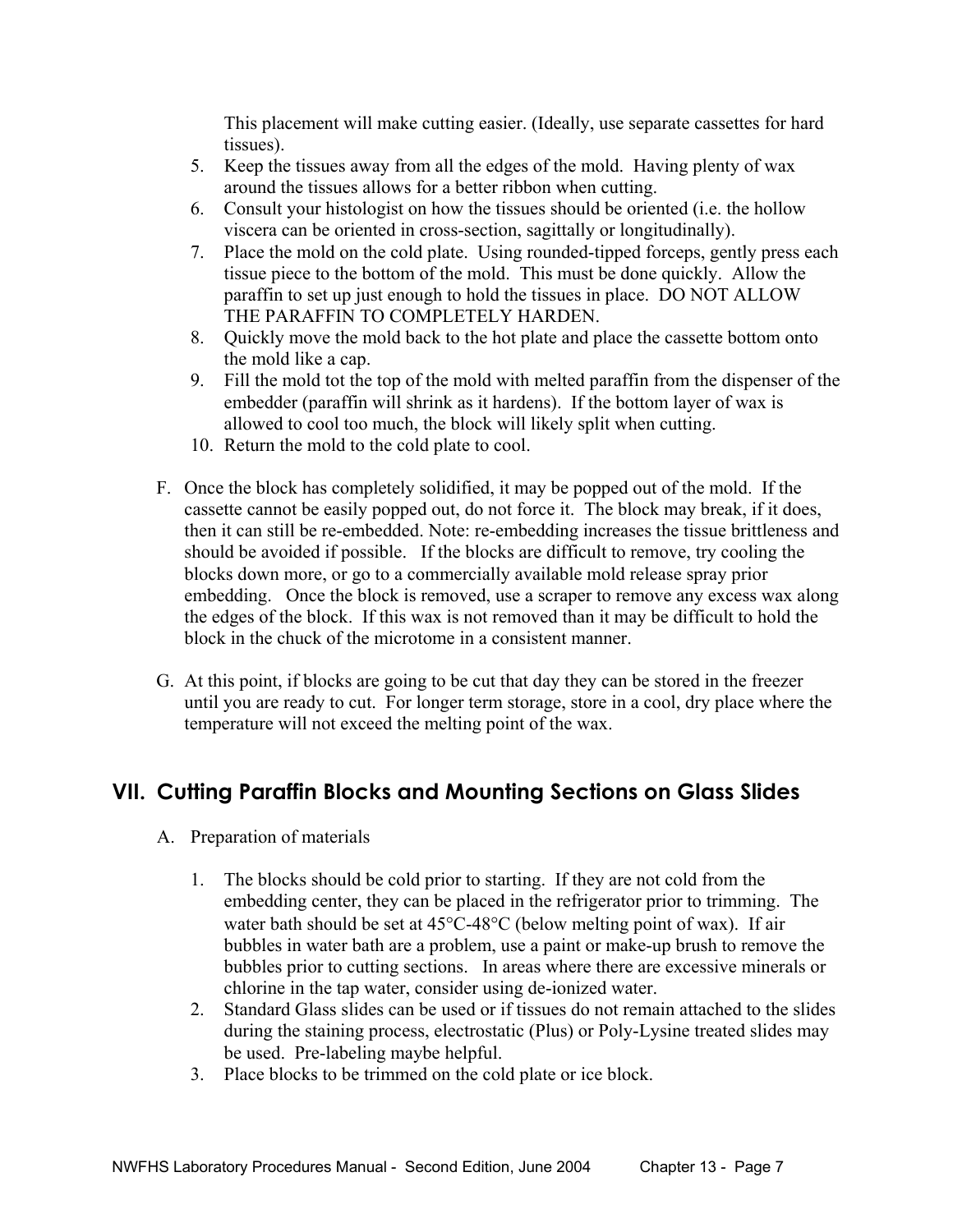This placement will make cutting easier. (Ideally, use separate cassettes for hard tissues).

5. Keep the tissues away from all the edges of the mold. Having plenty of wax around the tissues allows for a better ribbon when cutting.
6. Consult your histologist on how the tissues should be oriented (i.e. the hollow viscera can be oriented in cross-section, sagittally or longitudinally).
7. Place the mold on the cold plate. Using rounded-tipped forceps, gently press each tissue piece to the bottom of the mold. This must be done quickly. Allow the paraffin to set up just enough to hold the tissues in place. DO NOT ALLOW THE PARAFFIN TO COMPLETELY HARDEN.
8. Quickly move the mold back to the hot plate and place the cassette bottom onto the mold like a cap.
9. Fill the mold tot the top of the mold with melted paraffin from the dispenser of the embedder (paraffin will shrink as it hardens). If the bottom layer of wax is allowed to cool too much, the block will likely split when cutting.
10. Return the mold to the cold plate to cool.

F. Once the block has completely solidified, it may be popped out of the mold. If the cassette cannot be easily popped out, do not force it. The block may break, if it does, then it can still be re-embedded. Note: re-embedding increases the tissue brittleness and should be avoided if possible. If the blocks are difficult to remove, try cooling the blocks down more, or go to a commercially available mold release spray prior embedding. Once the block is removed, use a scraper to remove any excess wax along the edges of the block. If this wax is not removed than it may be difficult to hold the block in the chuck of the microtome in a consistent manner.

G. At this point, if blocks are going to be cut that day they can be stored in the freezer until you are ready to cut. For longer term storage, store in a cool, dry place where the temperature will not exceed the melting point of the wax.

## VII. Cutting Paraffin Blocks and Mounting Sections on Glass Slides

A. Preparation of materials

1. The blocks should be cold prior to starting. If they are not cold from the embedding center, they can be placed in the refrigerator prior to trimming. The water bath should be set at 45°C-48°C (below melting point of wax). If air bubbles in water bath are a problem, use a paint or make-up brush to remove the bubbles prior to cutting sections. In areas where there are excessive minerals or chlorine in the tap water, consider using de-ionized water.
2. Standard Glass slides can be used or if tissues do not remain attached to the slides during the staining process, electrostatic (Plus) or Poly-Lysine treated slides may be used. Pre-labeling maybe helpful.
3. Place blocks to be trimmed on the cold plate or ice block.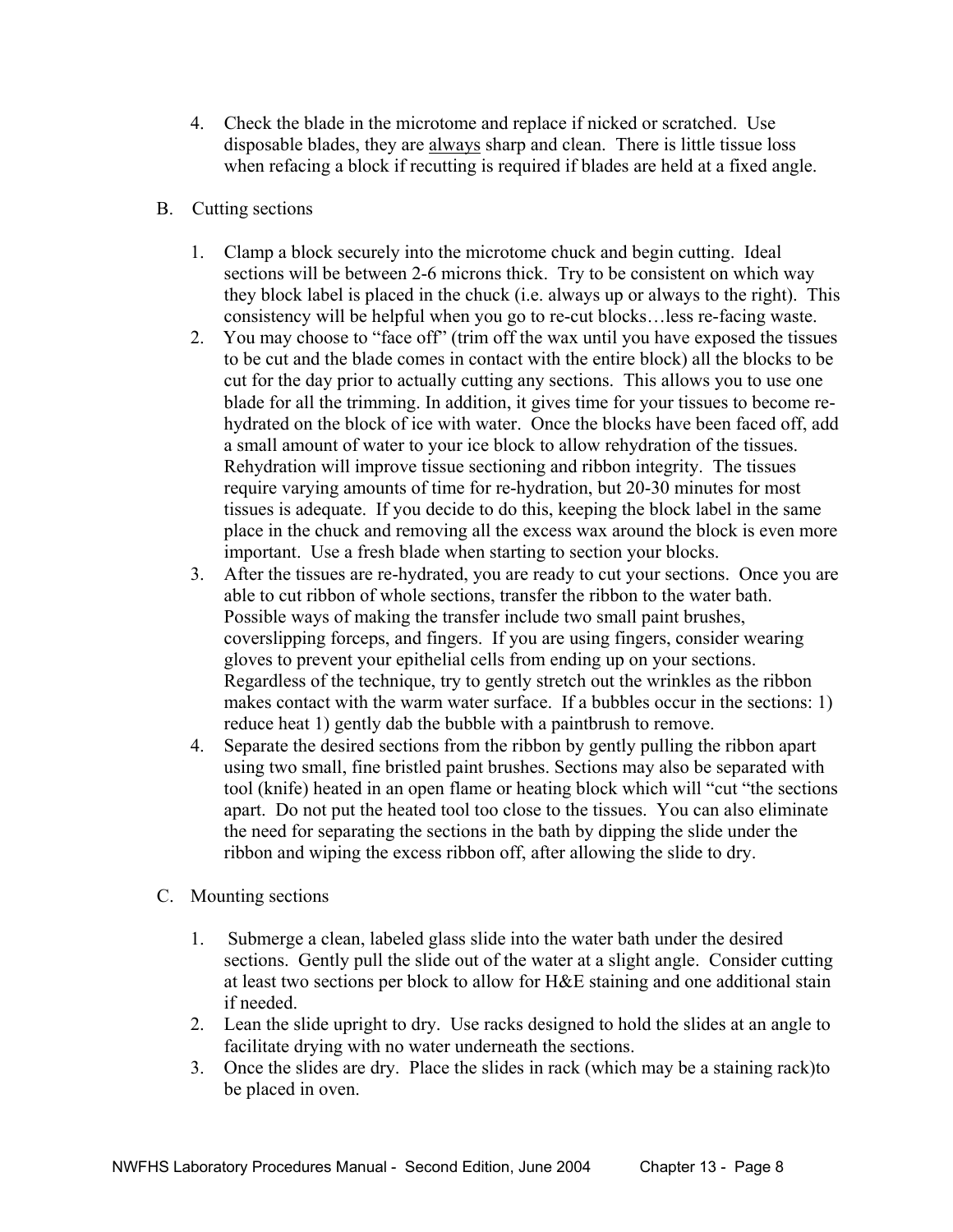4. Check the blade in the microtome and replace if nicked or scratched. Use disposable blades, they are <u>always</u> sharp and clean. There is little tissue loss when refacing a block if recutting is required if blades are held at a fixed angle.

B. Cutting sections

1. Clamp a block securely into the microtome chuck and begin cutting. Ideal sections will be between 2-6 microns thick. Try to be consistent on which way they block label is placed in the chuck (i.e. always up or always to the right). This consistency will be helpful when you go to re-cut blocks…less re-facing waste.
2. You may choose to "face off" (trim off the wax until you have exposed the tissues to be cut and the blade comes in contact with the entire block) all the blocks to be cut for the day prior to actually cutting any sections. This allows you to use one blade for all the trimming. In addition, it gives time for your tissues to become re-hydrated on the block of ice with water. Once the blocks have been faced off, add a small amount of water to your ice block to allow rehydration of the tissues. Rehydration will improve tissue sectioning and ribbon integrity. The tissues require varying amounts of time for re-hydration, but 20-30 minutes for most tissues is adequate. If you decide to do this, keeping the block label in the same place in the chuck and removing all the excess wax around the block is even more important. Use a fresh blade when starting to section your blocks.
3. After the tissues are re-hydrated, you are ready to cut your sections. Once you are able to cut ribbon of whole sections, transfer the ribbon to the water bath. Possible ways of making the transfer include two small paint brushes, coverslipping forceps, and fingers. If you are using fingers, consider wearing gloves to prevent your epithelial cells from ending up on your sections. Regardless of the technique, try to gently stretch out the wrinkles as the ribbon makes contact with the warm water surface. If a bubbles occur in the sections: 1) reduce heat 1) gently dab the bubble with a paintbrush to remove.
4. Separate the desired sections from the ribbon by gently pulling the ribbon apart using two small, fine bristled paint brushes. Sections may also be separated with tool (knife) heated in an open flame or heating block which will "cut "the sections apart. Do not put the heated tool too close to the tissues. You can also eliminate the need for separating the sections in the bath by dipping the slide under the ribbon and wiping the excess ribbon off, after allowing the slide to dry.

C. Mounting sections

1. Submerge a clean, labeled glass slide into the water bath under the desired sections. Gently pull the slide out of the water at a slight angle. Consider cutting at least two sections per block to allow for H&E staining and one additional stain if needed.
2. Lean the slide upright to dry. Use racks designed to hold the slides at an angle to facilitate drying with no water underneath the sections.
3. Once the slides are dry. Place the slides in rack (which may be a staining rack)to be placed in oven.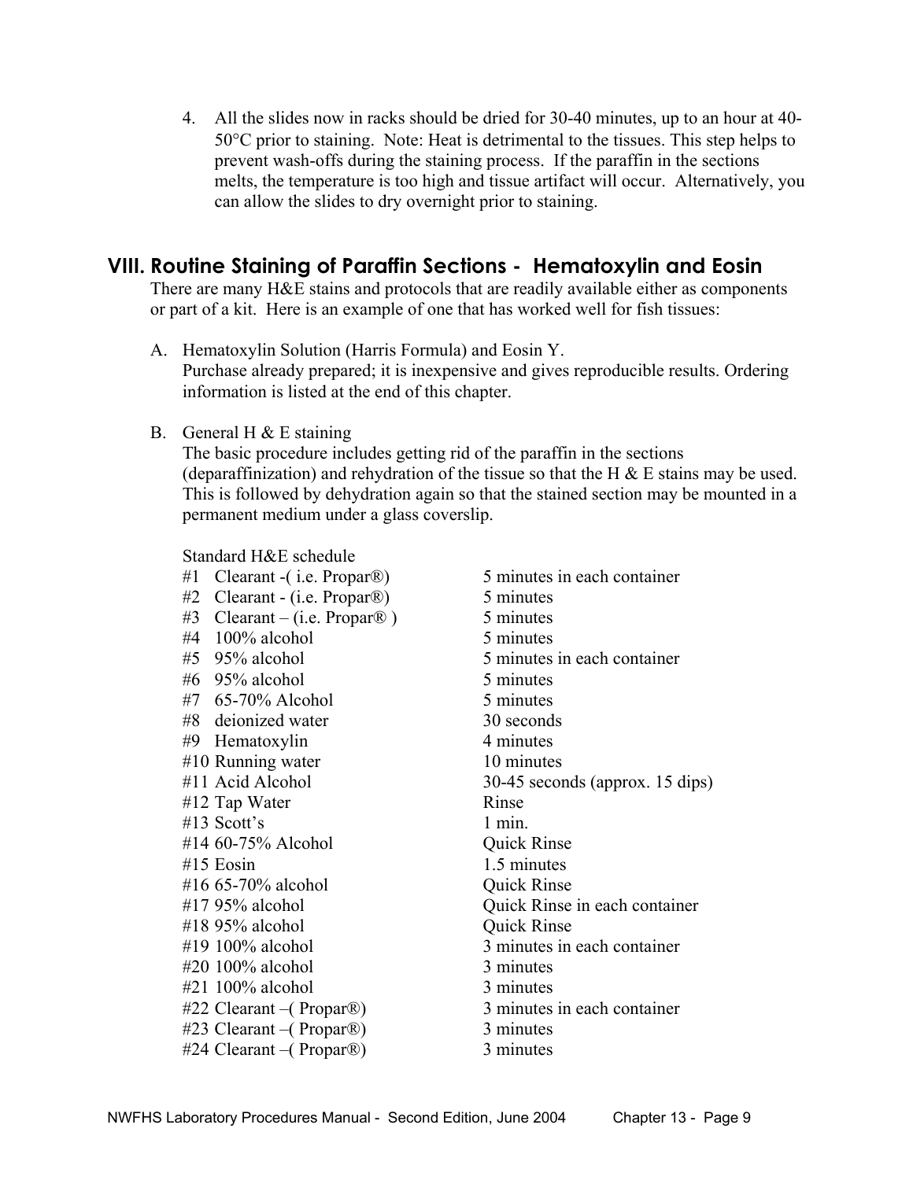4. All the slides now in racks should be dried for 30-40 minutes, up to an hour at 40-50°C prior to staining. Note: Heat is detrimental to the tissues. This step helps to prevent wash-offs during the staining process. If the paraffin in the sections melts, the temperature is too high and tissue artifact will occur. Alternatively, you can allow the slides to dry overnight prior to staining.

## VIII. Routine Staining of Paraffin Sections - Hematoxylin and Eosin

There are many H&E stains and protocols that are readily available either as components or part of a kit. Here is an example of one that has worked well for fish tissues:

A. Hematoxylin Solution (Harris Formula) and Eosin Y.
   Purchase already prepared; it is inexpensive and gives reproducible results. Ordering information is listed at the end of this chapter.

B. General H & E staining
   The basic procedure includes getting rid of the paraffin in the sections (deparaffinization) and rehydration of the tissue so that the H & E stains may be used. This is followed by dehydration again so that the stained section may be mounted in a permanent medium under a glass coverslip.

   Standard H&E schedule

| Step | Time |
|---|---|
| #1 Clearant -( i.e. Propar®) | 5 minutes in each container |
| #2 Clearant - (i.e. Propar®) | 5 minutes |
| #3 Clearant – (i.e. Propar® ) | 5 minutes |
| #4 100% alcohol | 5 minutes |
| #5 95% alcohol | 5 minutes in each container |
| #6 95% alcohol | 5 minutes |
| #7 65-70% Alcohol | 5 minutes |
| #8 deionized water | 30 seconds |
| #9 Hematoxylin | 4 minutes |
| #10 Running water | 10 minutes |
| #11 Acid Alcohol | 30-45 seconds (approx. 15 dips) |
| #12 Tap Water | Rinse |
| #13 Scott's | 1 min. |
| #14 60-75% Alcohol | Quick Rinse |
| #15 Eosin | 1.5 minutes |
| #16 65-70% alcohol | Quick Rinse |
| #17 95% alcohol | Quick Rinse in each container |
| #18 95% alcohol | Quick Rinse |
| #19 100% alcohol | 3 minutes in each container |
| #20 100% alcohol | 3 minutes |
| #21 100% alcohol | 3 minutes |
| #22 Clearant –( Propar®) | 3 minutes in each container |
| #23 Clearant –( Propar®) | 3 minutes |
| #24 Clearant –( Propar®) | 3 minutes |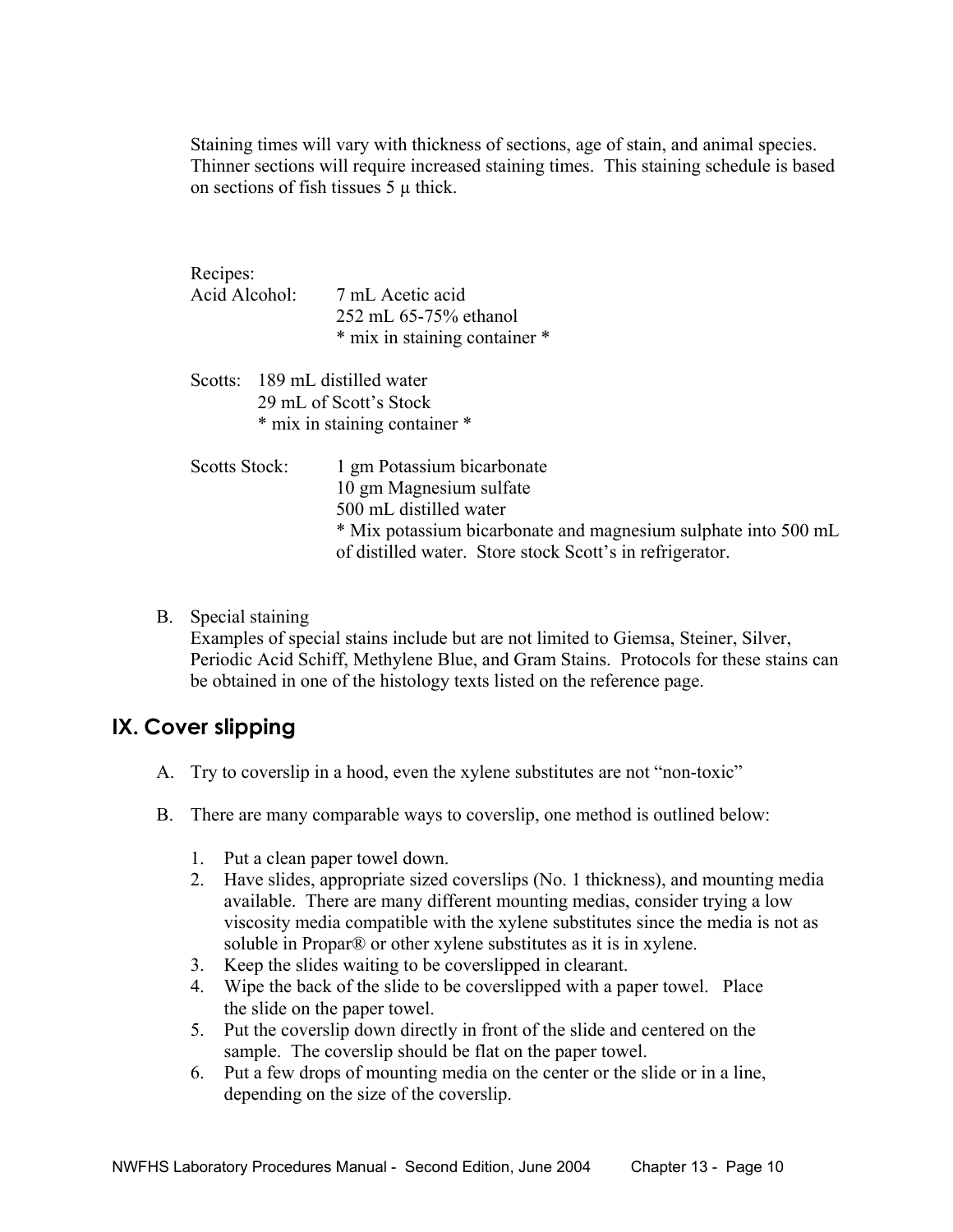Staining times will vary with thickness of sections, age of stain, and animal species. Thinner sections will require increased staining times. This staining schedule is based on sections of fish tissues 5 µ thick.

Recipes:

Acid Alcohol:
7 mL Acetic acid
252 mL 65-75% ethanol
* mix in staining container *

Scotts:
189 mL distilled water
29 mL of Scott's Stock
* mix in staining container *

Scotts Stock:
1 gm Potassium bicarbonate
10 gm Magnesium sulfate
500 mL distilled water
* Mix potassium bicarbonate and magnesium sulphate into 500 mL of distilled water. Store stock Scott's in refrigerator.

B. Special staining
Examples of special stains include but are not limited to Giemsa, Steiner, Silver, Periodic Acid Schiff, Methylene Blue, and Gram Stains. Protocols for these stains can be obtained in one of the histology texts listed on the reference page.

## IX. Cover slipping

A. Try to coverslip in a hood, even the xylene substitutes are not "non-toxic"

B. There are many comparable ways to coverslip, one method is outlined below:

1. Put a clean paper towel down.
2. Have slides, appropriate sized coverslips (No. 1 thickness), and mounting media available. There are many different mounting medias, consider trying a low viscosity media compatible with the xylene substitutes since the media is not as soluble in Propar® or other xylene substitutes as it is in xylene.
3. Keep the slides waiting to be coverslipped in clearant.
4. Wipe the back of the slide to be coverslipped with a paper towel. Place the slide on the paper towel.
5. Put the coverslip down directly in front of the slide and centered on the sample. The coverslip should be flat on the paper towel.
6. Put a few drops of mounting media on the center or the slide or in a line, depending on the size of the coverslip.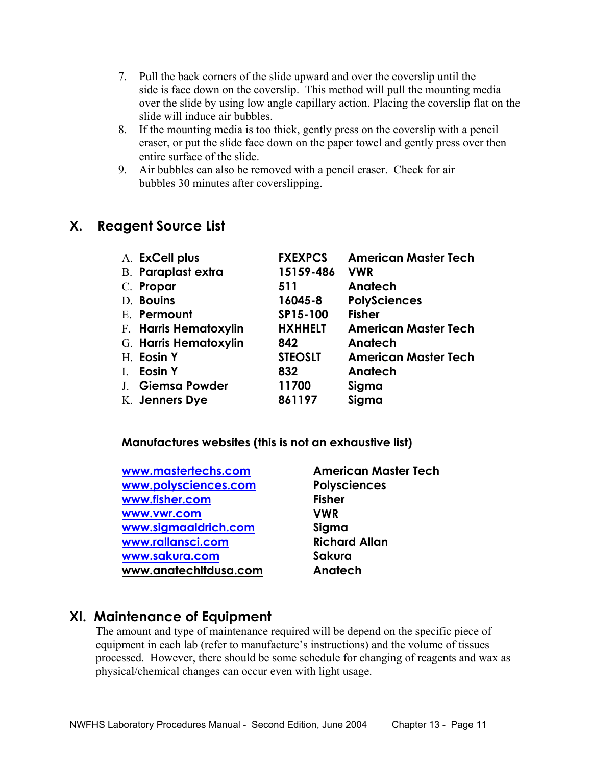7. Pull the back corners of the slide upward and over the coverslip until the side is face down on the coverslip. This method will pull the mounting media over the slide by using low angle capillary action. Placing the coverslip flat on the slide will induce air bubbles.
8. If the mounting media is too thick, gently press on the coverslip with a pencil eraser, or put the slide face down on the paper towel and gently press over then entire surface of the slide.
9. Air bubbles can also be removed with a pencil eraser. Check for air bubbles 30 minutes after coverslipping.

## X. Reagent Source List

| | | |
|---|---|---|
| A. **ExCell plus** | **FXEXPCS** | **American Master Tech** |
| B. **Paraplast extra** | **15159-486** | **VWR** |
| C. **Propar** | **511** | **Anatech** |
| D. **Bouins** | **16045-8** | **PolySciences** |
| E. **Permount** | **SP15-100** | **Fisher** |
| F. **Harris Hematoxylin** | **HXHHELT** | **American Master Tech** |
| G. **Harris Hematoxylin** | **842** | **Anatech** |
| H. **Eosin Y** | **STEOSLT** | **American Master Tech** |
| I. **Eosin Y** | **832** | **Anatech** |
| J. **Giemsa Powder** | **11700** | **Sigma** |
| K. **Jenners Dye** | **861197** | **Sigma** |

**Manufactures websites (this is not an exhaustive list)**

| | |
|---|---|
| **www.mastertechs.com** | **American Master Tech** |
| **www.polysciences.com** | **Polysciences** |
| **www.fisher.com** | **Fisher** |
| **www.vwr.com** | **VWR** |
| **www.sigmaaldrich.com** | **Sigma** |
| **www.rallansci.com** | **Richard Allan** |
| **www.sakura.com** | **Sakura** |
| **www.anatechltdusa.com** | **Anatech** |

## XI. Maintenance of Equipment

The amount and type of maintenance required will be depend on the specific piece of equipment in each lab (refer to manufacture's instructions) and the volume of tissues processed. However, there should be some schedule for changing of reagents and wax as physical/chemical changes can occur even with light usage.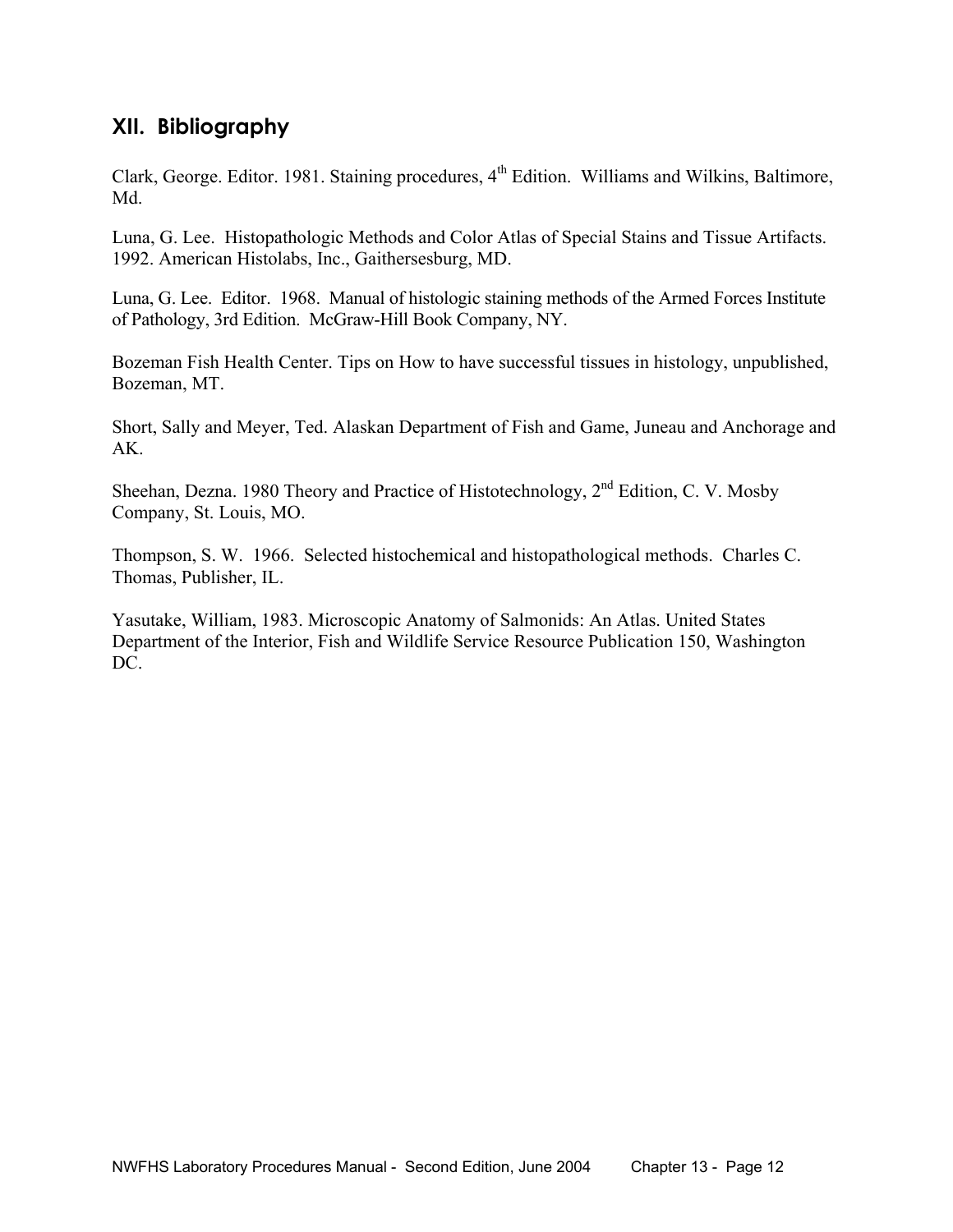## XII. Bibliography

Clark, George. Editor. 1981. Staining procedures, 4th Edition. Williams and Wilkins, Baltimore, Md.

Luna, G. Lee. Histopathologic Methods and Color Atlas of Special Stains and Tissue Artifacts. 1992. American Histolabs, Inc., Gaithersesburg, MD.

Luna, G. Lee. Editor. 1968. Manual of histologic staining methods of the Armed Forces Institute of Pathology, 3rd Edition. McGraw-Hill Book Company, NY.

Bozeman Fish Health Center. Tips on How to have successful tissues in histology, unpublished, Bozeman, MT.

Short, Sally and Meyer, Ted. Alaskan Department of Fish and Game, Juneau and Anchorage and AK.

Sheehan, Dezna. 1980 Theory and Practice of Histotechnology, 2nd Edition, C. V. Mosby Company, St. Louis, MO.

Thompson, S. W. 1966. Selected histochemical and histopathological methods. Charles C. Thomas, Publisher, IL.

Yasutake, William, 1983. Microscopic Anatomy of Salmonids: An Atlas. United States Department of the Interior, Fish and Wildlife Service Resource Publication 150, Washington DC.